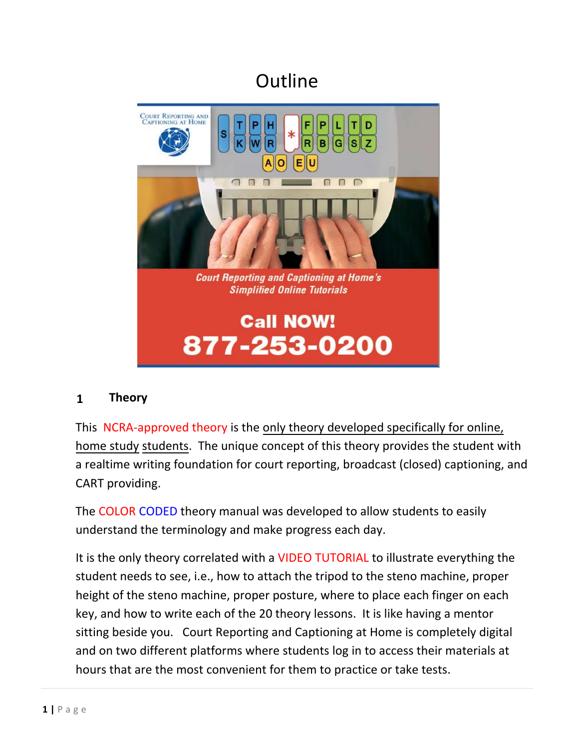# Outline

## 1 Theory

This NCRA-approved theory is the only theory developed specifically for online, home study students. The unique concept of this theory provides the student with a realtime writing foundation for court reporting, broadcast (closed) captioning, and CART providing.

The COLOR CODED theory manual was developed to allow students to easily understand the terminology and make progress each day.

It is the only theory correlated with a VIDEO TUTORIAL to illustrate everything the student needs to see, i.e., how to attach the tripod to the steno machine, proper height of the steno machine, proper posture, where to place each finger on each key, and how to write each of the 20 theory lessons. It is like having a mentor sitting beside you. Court Reporting and Captioning at Home is completely digital and on two different platforms where students log in to access their materials at hours that are the most convenient for them to practice or take tests.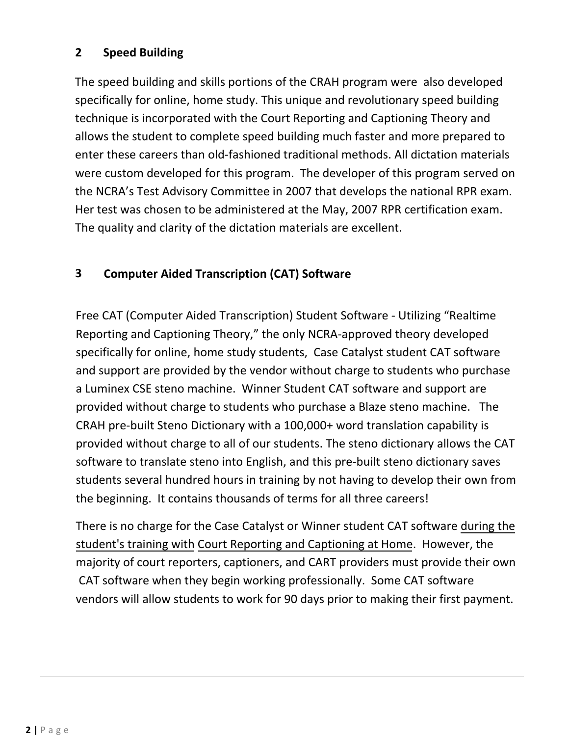## 2 Speed Building

The speed building and skills portions of the CRAH program were also developed specifically for online, home study. This unique and revolutionary speed building technique is incorporated with the Court Reporting and Captioning Theory and allows the student to complete speed building much faster and more prepared to enter these careers than old-fashioned traditional methods. All dictation materials were custom developed for this program. The developer of this program served on the NCRA's Test Advisory Committee in 2007 that develops the national RPR exam. Her test was chosen to be administered at the May, 2007 RPR certification exam. The quality and clarity of the dictation materials are excellent.

## 3 Computer Aided Transcription (CAT) Software

Free CAT (Computer Aided Transcription) Student Software - Utilizing "Realtime Reporting and Captioning Theory," the only NCRA-approved theory developed specifically for online, home study students, Case Catalyst student CAT software and support are provided by the vendor without charge to students who purchase a Luminex CSE steno machine. Winner Student CAT software and support are provided without charge to students who purchase a Blaze steno machine. The CRAH pre-built Steno Dictionary with a 100,000+ word translation capability is provided without charge to all of our students. The steno dictionary allows the CAT software to translate steno into English, and this pre-built steno dictionary saves students several hundred hours in training by not having to develop their own from the beginning. It contains thousands of terms for all three careers!

There is no charge for the Case Catalyst or Winner student CAT software during the student's training with Court Reporting and Captioning at Home. However, the majority of court reporters, captioners, and CART providers must provide their own CAT software when they begin working professionally. Some CAT software vendors will allow students to work for 90 days prior to making their first payment.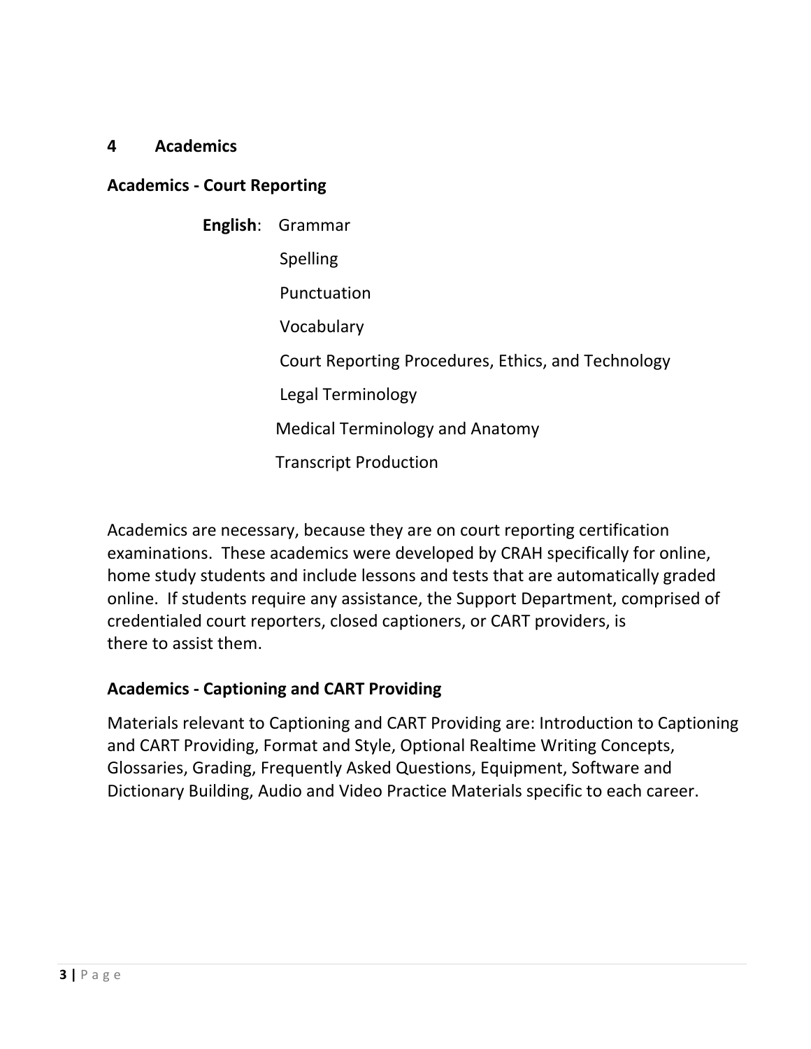## 4 Academics

### Academics - Court Reporting

**English**:
- Grammar
- Spelling
- Punctuation
- Vocabulary
- Court Reporting Procedures, Ethics, and Technology
- Legal Terminology
- Medical Terminology and Anatomy
- Transcript Production

Academics are necessary, because they are on court reporting certification examinations. These academics were developed by CRAH specifically for online, home study students and include lessons and tests that are automatically graded online. If students require any assistance, the Support Department, comprised of credentialed court reporters, closed captioners, or CART providers, is there to assist them.

### Academics - Captioning and CART Providing

Materials relevant to Captioning and CART Providing are: Introduction to Captioning and CART Providing, Format and Style, Optional Realtime Writing Concepts, Glossaries, Grading, Frequently Asked Questions, Equipment, Software and Dictionary Building, Audio and Video Practice Materials specific to each career.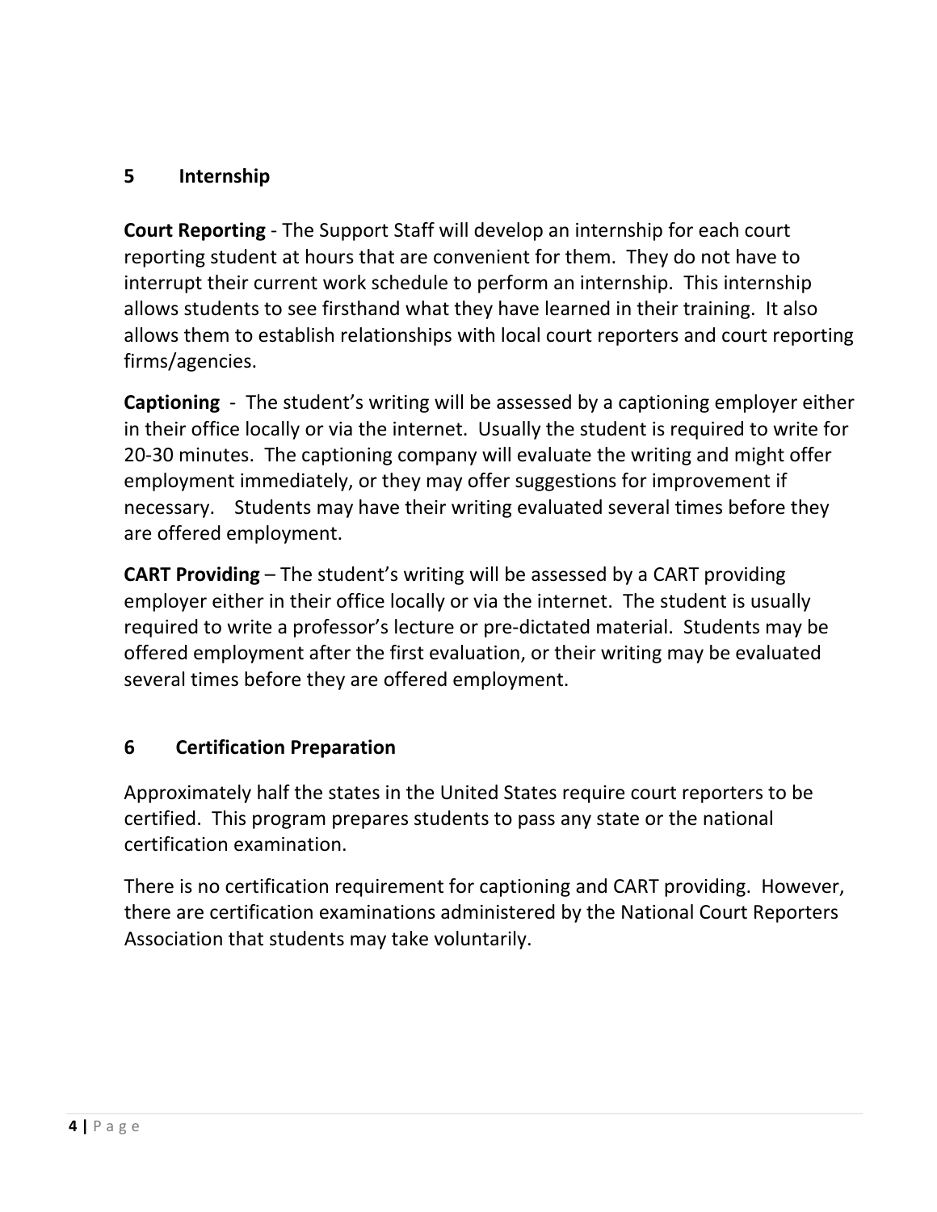## 5 Internship

**Court Reporting** - The Support Staff will develop an internship for each court reporting student at hours that are convenient for them. They do not have to interrupt their current work schedule to perform an internship. This internship allows students to see firsthand what they have learned in their training. It also allows them to establish relationships with local court reporters and court reporting firms/agencies.

**Captioning** - The student's writing will be assessed by a captioning employer either in their office locally or via the internet. Usually the student is required to write for 20-30 minutes. The captioning company will evaluate the writing and might offer employment immediately, or they may offer suggestions for improvement if necessary. Students may have their writing evaluated several times before they are offered employment.

**CART Providing** – The student's writing will be assessed by a CART providing employer either in their office locally or via the internet. The student is usually required to write a professor's lecture or pre-dictated material. Students may be offered employment after the first evaluation, or their writing may be evaluated several times before they are offered employment.

## 6 Certification Preparation

Approximately half the states in the United States require court reporters to be certified. This program prepares students to pass any state or the national certification examination.

There is no certification requirement for captioning and CART providing. However, there are certification examinations administered by the National Court Reporters Association that students may take voluntarily.